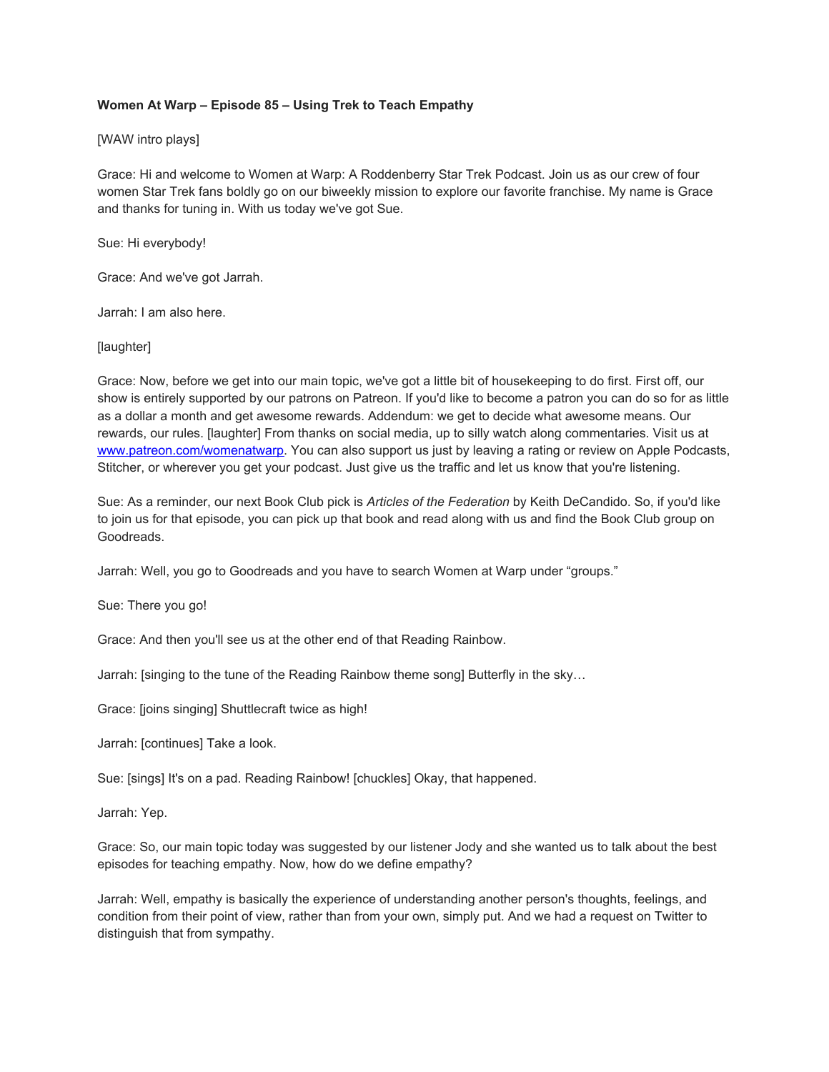**Women At Warp – Episode 85 – Using Trek to Teach Empathy**

[WAW intro plays]

Grace: Hi and welcome to Women at Warp: A Roddenberry Star Trek Podcast. Join us as our crew of four women Star Trek fans boldly go on our biweekly mission to explore our favorite franchise. My name is Grace and thanks for tuning in. With us today we've got Sue.

Sue: Hi everybody!

Grace: And we've got Jarrah.

Jarrah: I am also here.

[laughter]

Grace: Now, before we get into our main topic, we've got a little bit of housekeeping to do first. First off, our show is entirely supported by our patrons on Patreon. If you'd like to become a patron you can do so for as little as a dollar a month and get awesome rewards. Addendum: we get to decide what awesome means. Our rewards, our rules. [laughter] From thanks on social media, up to silly watch along commentaries. Visit us at [www.patreon.com/womenatwarp](www.patreon.com/womenatwarp). You can also support us just by leaving a rating or review on Apple Podcasts, Stitcher, or wherever you get your podcast. Just give us the traffic and let us know that you're listening.

Sue: As a reminder, our next Book Club pick is *Articles of the Federation* by Keith DeCandido. So, if you'd like to join us for that episode, you can pick up that book and read along with us and find the Book Club group on Goodreads.

Jarrah: Well, you go to Goodreads and you have to search Women at Warp under "groups."

Sue: There you go!

Grace: And then you'll see us at the other end of that Reading Rainbow.

Jarrah: [singing to the tune of the Reading Rainbow theme song] Butterfly in the sky…

Grace: [joins singing] Shuttlecraft twice as high!

Jarrah: [continues] Take a look.

Sue: [sings] It's on a pad. Reading Rainbow! [chuckles] Okay, that happened.

Jarrah: Yep.

Grace: So, our main topic today was suggested by our listener Jody and she wanted us to talk about the best episodes for teaching empathy. Now, how do we define empathy?

Jarrah: Well, empathy is basically the experience of understanding another person's thoughts, feelings, and condition from their point of view, rather than from your own, simply put. And we had a request on Twitter to distinguish that from sympathy.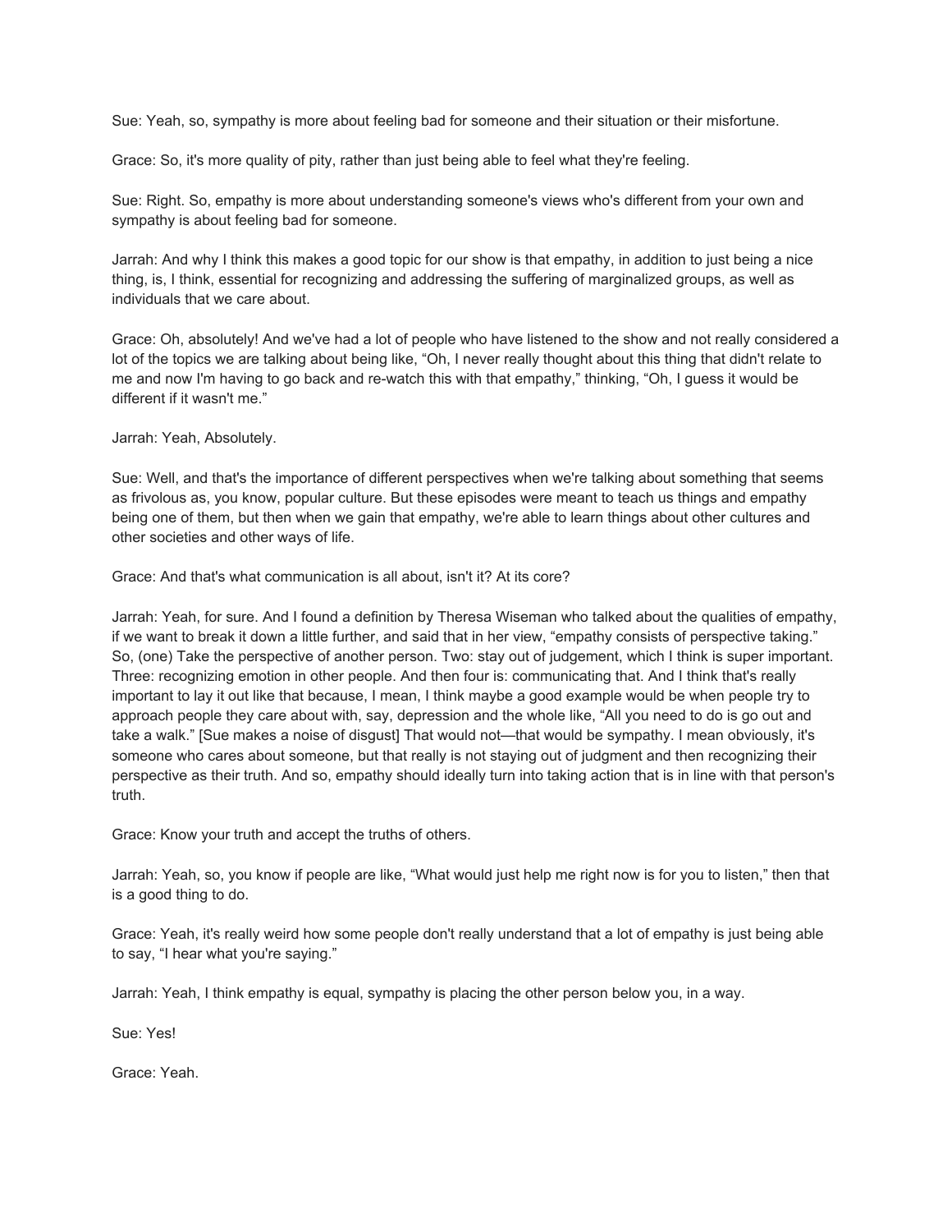Sue: Yeah, so, sympathy is more about feeling bad for someone and their situation or their misfortune.

Grace: So, it's more quality of pity, rather than just being able to feel what they're feeling.

Sue: Right. So, empathy is more about understanding someone's views who's different from your own and sympathy is about feeling bad for someone.

Jarrah: And why I think this makes a good topic for our show is that empathy, in addition to just being a nice thing, is, I think, essential for recognizing and addressing the suffering of marginalized groups, as well as individuals that we care about.

Grace: Oh, absolutely! And we've had a lot of people who have listened to the show and not really considered a lot of the topics we are talking about being like, "Oh, I never really thought about this thing that didn't relate to me and now I'm having to go back and re-watch this with that empathy," thinking, "Oh, I guess it would be different if it wasn't me."

Jarrah: Yeah, Absolutely.

Sue: Well, and that's the importance of different perspectives when we're talking about something that seems as frivolous as, you know, popular culture. But these episodes were meant to teach us things and empathy being one of them, but then when we gain that empathy, we're able to learn things about other cultures and other societies and other ways of life.

Grace: And that's what communication is all about, isn't it? At its core?

Jarrah: Yeah, for sure. And I found a definition by Theresa Wiseman who talked about the qualities of empathy, if we want to break it down a little further, and said that in her view, "empathy consists of perspective taking." So, (one) Take the perspective of another person. Two: stay out of judgement, which I think is super important. Three: recognizing emotion in other people. And then four is: communicating that. And I think that's really important to lay it out like that because, I mean, I think maybe a good example would be when people try to approach people they care about with, say, depression and the whole like, "All you need to do is go out and take a walk." [Sue makes a noise of disgust] That would not—that would be sympathy. I mean obviously, it's someone who cares about someone, but that really is not staying out of judgment and then recognizing their perspective as their truth. And so, empathy should ideally turn into taking action that is in line with that person's truth.

Grace: Know your truth and accept the truths of others.

Jarrah: Yeah, so, you know if people are like, "What would just help me right now is for you to listen," then that is a good thing to do.

Grace: Yeah, it's really weird how some people don't really understand that a lot of empathy is just being able to say, "I hear what you're saying."

Jarrah: Yeah, I think empathy is equal, sympathy is placing the other person below you, in a way.

Sue: Yes!

Grace: Yeah.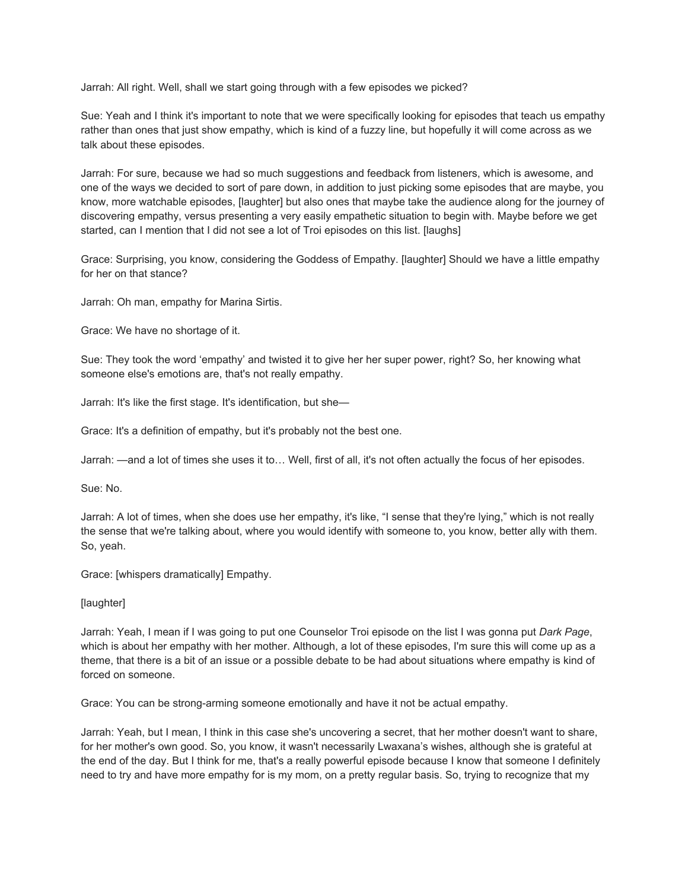Jarrah: All right. Well, shall we start going through with a few episodes we picked?

Sue: Yeah and I think it's important to note that we were specifically looking for episodes that teach us empathy rather than ones that just show empathy, which is kind of a fuzzy line, but hopefully it will come across as we talk about these episodes.

Jarrah: For sure, because we had so much suggestions and feedback from listeners, which is awesome, and one of the ways we decided to sort of pare down, in addition to just picking some episodes that are maybe, you know, more watchable episodes, [laughter] but also ones that maybe take the audience along for the journey of discovering empathy, versus presenting a very easily empathetic situation to begin with. Maybe before we get started, can I mention that I did not see a lot of Troi episodes on this list. [laughs]

Grace: Surprising, you know, considering the Goddess of Empathy. [laughter] Should we have a little empathy for her on that stance?

Jarrah: Oh man, empathy for Marina Sirtis.

Grace: We have no shortage of it.

Sue: They took the word 'empathy' and twisted it to give her her super power, right? So, her knowing what someone else's emotions are, that's not really empathy.

Jarrah: It's like the first stage. It's identification, but she—

Grace: It's a definition of empathy, but it's probably not the best one.

Jarrah: —and a lot of times she uses it to… Well, first of all, it's not often actually the focus of her episodes.

Sue: No.

Jarrah: A lot of times, when she does use her empathy, it's like, "I sense that they're lying," which is not really the sense that we're talking about, where you would identify with someone to, you know, better ally with them. So, yeah.

Grace: [whispers dramatically] Empathy.

[laughter]

Jarrah: Yeah, I mean if I was going to put one Counselor Troi episode on the list I was gonna put *Dark Page*, which is about her empathy with her mother. Although, a lot of these episodes, I'm sure this will come up as a theme, that there is a bit of an issue or a possible debate to be had about situations where empathy is kind of forced on someone.

Grace: You can be strong-arming someone emotionally and have it not be actual empathy.

Jarrah: Yeah, but I mean, I think in this case she's uncovering a secret, that her mother doesn't want to share, for her mother's own good. So, you know, it wasn't necessarily Lwaxana's wishes, although she is grateful at the end of the day. But I think for me, that's a really powerful episode because I know that someone I definitely need to try and have more empathy for is my mom, on a pretty regular basis. So, trying to recognize that my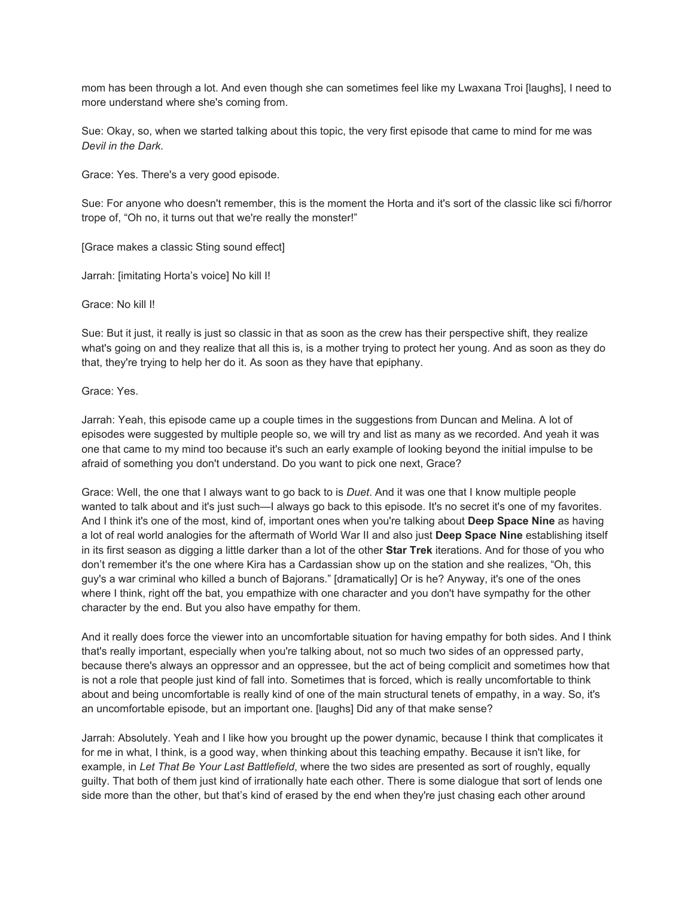mom has been through a lot. And even though she can sometimes feel like my Lwaxana Troi [laughs], I need to more understand where she's coming from.

Sue: Okay, so, when we started talking about this topic, the very first episode that came to mind for me was *Devil in the Dark*.

Grace: Yes. There's a very good episode.

Sue: For anyone who doesn't remember, this is the moment the Horta and it's sort of the classic like sci fi/horror trope of, "Oh no, it turns out that we're really the monster!"

[Grace makes a classic Sting sound effect]

Jarrah: [imitating Horta's voice] No kill I!

Grace: No kill I!

Sue: But it just, it really is just so classic in that as soon as the crew has their perspective shift, they realize what's going on and they realize that all this is, is a mother trying to protect her young. And as soon as they do that, they're trying to help her do it. As soon as they have that epiphany.

Grace: Yes.

Jarrah: Yeah, this episode came up a couple times in the suggestions from Duncan and Melina. A lot of episodes were suggested by multiple people so, we will try and list as many as we recorded. And yeah it was one that came to my mind too because it's such an early example of looking beyond the initial impulse to be afraid of something you don't understand. Do you want to pick one next, Grace?

Grace: Well, the one that I always want to go back to is *Duet*. And it was one that I know multiple people wanted to talk about and it's just such—I always go back to this episode. It's no secret it's one of my favorites. And I think it's one of the most, kind of, important ones when you're talking about **Deep Space Nine** as having a lot of real world analogies for the aftermath of World War II and also just **Deep Space Nine** establishing itself in its first season as digging a little darker than a lot of the other **Star Trek** iterations. And for those of you who don't remember it's the one where Kira has a Cardassian show up on the station and she realizes, "Oh, this guy's a war criminal who killed a bunch of Bajorans." [dramatically] Or is he? Anyway, it's one of the ones where I think, right off the bat, you empathize with one character and you don't have sympathy for the other character by the end. But you also have empathy for them.

And it really does force the viewer into an uncomfortable situation for having empathy for both sides. And I think that's really important, especially when you're talking about, not so much two sides of an oppressed party, because there's always an oppressor and an oppressee, but the act of being complicit and sometimes how that is not a role that people just kind of fall into. Sometimes that is forced, which is really uncomfortable to think about and being uncomfortable is really kind of one of the main structural tenets of empathy, in a way. So, it's an uncomfortable episode, but an important one. [laughs] Did any of that make sense?

Jarrah: Absolutely. Yeah and I like how you brought up the power dynamic, because I think that complicates it for me in what, I think, is a good way, when thinking about this teaching empathy. Because it isn't like, for example, in *Let That Be Your Last Battlefield*, where the two sides are presented as sort of roughly, equally guilty. That both of them just kind of irrationally hate each other. There is some dialogue that sort of lends one side more than the other, but that's kind of erased by the end when they're just chasing each other around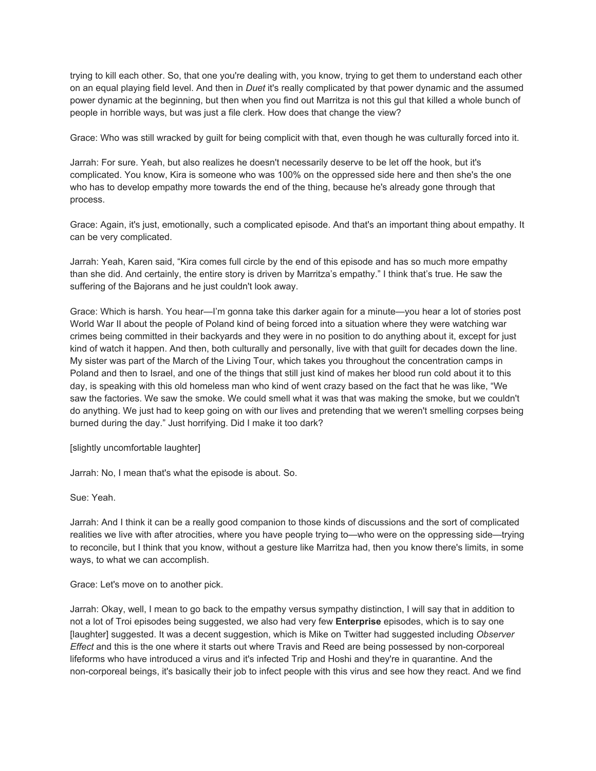trying to kill each other. So, that one you're dealing with, you know, trying to get them to understand each other on an equal playing field level. And then in *Duet* it's really complicated by that power dynamic and the assumed power dynamic at the beginning, but then when you find out Marritza is not this gul that killed a whole bunch of people in horrible ways, but was just a file clerk. How does that change the view?

Grace: Who was still wracked by guilt for being complicit with that, even though he was culturally forced into it.

Jarrah: For sure. Yeah, but also realizes he doesn't necessarily deserve to be let off the hook, but it's complicated. You know, Kira is someone who was 100% on the oppressed side here and then she's the one who has to develop empathy more towards the end of the thing, because he's already gone through that process.

Grace: Again, it's just, emotionally, such a complicated episode. And that's an important thing about empathy. It can be very complicated.

Jarrah: Yeah, Karen said, "Kira comes full circle by the end of this episode and has so much more empathy than she did. And certainly, the entire story is driven by Marritza's empathy." I think that's true. He saw the suffering of the Bajorans and he just couldn't look away.

Grace: Which is harsh. You hear—I'm gonna take this darker again for a minute—you hear a lot of stories post World War II about the people of Poland kind of being forced into a situation where they were watching war crimes being committed in their backyards and they were in no position to do anything about it, except for just kind of watch it happen. And then, both culturally and personally, live with that guilt for decades down the line. My sister was part of the March of the Living Tour, which takes you throughout the concentration camps in Poland and then to Israel, and one of the things that still just kind of makes her blood run cold about it to this day, is speaking with this old homeless man who kind of went crazy based on the fact that he was like, "We saw the factories. We saw the smoke. We could smell what it was that was making the smoke, but we couldn't do anything. We just had to keep going on with our lives and pretending that we weren't smelling corpses being burned during the day." Just horrifying. Did I make it too dark?

[slightly uncomfortable laughter]

Jarrah: No, I mean that's what the episode is about. So.

Sue: Yeah.

Jarrah: And I think it can be a really good companion to those kinds of discussions and the sort of complicated realities we live with after atrocities, where you have people trying to—who were on the oppressing side—trying to reconcile, but I think that you know, without a gesture like Marritza had, then you know there's limits, in some ways, to what we can accomplish.

Grace: Let's move on to another pick.

Jarrah: Okay, well, I mean to go back to the empathy versus sympathy distinction, I will say that in addition to not a lot of Troi episodes being suggested, we also had very few **Enterprise** episodes, which is to say one [laughter] suggested. It was a decent suggestion, which is Mike on Twitter had suggested including *Observer Effect* and this is the one where it starts out where Travis and Reed are being possessed by non-corporeal lifeforms who have introduced a virus and it's infected Trip and Hoshi and they're in quarantine. And the non-corporeal beings, it's basically their job to infect people with this virus and see how they react. And we find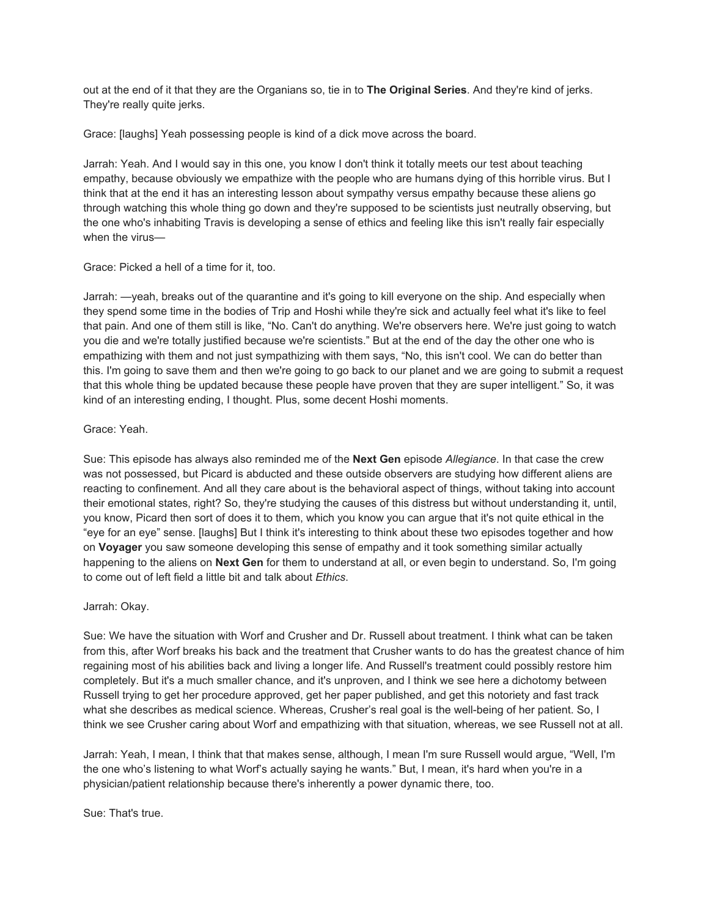out at the end of it that they are the Organians so, tie in to **The Original Series**. And they're kind of jerks. They're really quite jerks.

Grace: [laughs] Yeah possessing people is kind of a dick move across the board.

Jarrah: Yeah. And I would say in this one, you know I don't think it totally meets our test about teaching empathy, because obviously we empathize with the people who are humans dying of this horrible virus. But I think that at the end it has an interesting lesson about sympathy versus empathy because these aliens go through watching this whole thing go down and they're supposed to be scientists just neutrally observing, but the one who's inhabiting Travis is developing a sense of ethics and feeling like this isn't really fair especially when the virus—

Grace: Picked a hell of a time for it, too.

Jarrah: —yeah, breaks out of the quarantine and it's going to kill everyone on the ship. And especially when they spend some time in the bodies of Trip and Hoshi while they're sick and actually feel what it's like to feel that pain. And one of them still is like, "No. Can't do anything. We're observers here. We're just going to watch you die and we're totally justified because we're scientists." But at the end of the day the other one who is empathizing with them and not just sympathizing with them says, "No, this isn't cool. We can do better than this. I'm going to save them and then we're going to go back to our planet and we are going to submit a request that this whole thing be updated because these people have proven that they are super intelligent." So, it was kind of an interesting ending, I thought. Plus, some decent Hoshi moments.

Grace: Yeah.

Sue: This episode has always also reminded me of the **Next Gen** episode *Allegiance*. In that case the crew was not possessed, but Picard is abducted and these outside observers are studying how different aliens are reacting to confinement. And all they care about is the behavioral aspect of things, without taking into account their emotional states, right? So, they're studying the causes of this distress but without understanding it, until, you know, Picard then sort of does it to them, which you know you can argue that it's not quite ethical in the "eye for an eye" sense. [laughs] But I think it's interesting to think about these two episodes together and how on **Voyager** you saw someone developing this sense of empathy and it took something similar actually happening to the aliens on **Next Gen** for them to understand at all, or even begin to understand. So, I'm going to come out of left field a little bit and talk about *Ethics*.

Jarrah: Okay.

Sue: We have the situation with Worf and Crusher and Dr. Russell about treatment. I think what can be taken from this, after Worf breaks his back and the treatment that Crusher wants to do has the greatest chance of him regaining most of his abilities back and living a longer life. And Russell's treatment could possibly restore him completely. But it's a much smaller chance, and it's unproven, and I think we see here a dichotomy between Russell trying to get her procedure approved, get her paper published, and get this notoriety and fast track what she describes as medical science. Whereas, Crusher's real goal is the well-being of her patient. So, I think we see Crusher caring about Worf and empathizing with that situation, whereas, we see Russell not at all.

Jarrah: Yeah, I mean, I think that that makes sense, although, I mean I'm sure Russell would argue, "Well, I'm the one who's listening to what Worf's actually saying he wants." But, I mean, it's hard when you're in a physician/patient relationship because there's inherently a power dynamic there, too.

Sue: That's true.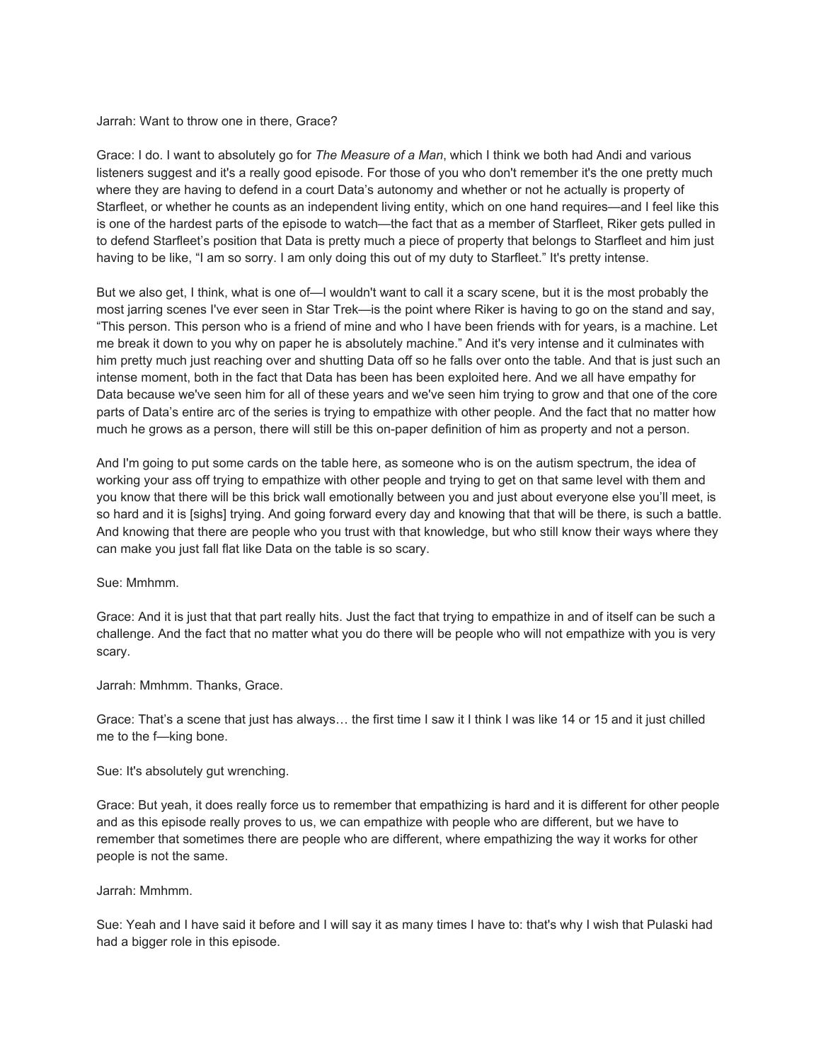Jarrah: Want to throw one in there, Grace?

Grace: I do. I want to absolutely go for *The Measure of a Man*, which I think we both had Andi and various listeners suggest and it's a really good episode. For those of you who don't remember it's the one pretty much where they are having to defend in a court Data's autonomy and whether or not he actually is property of Starfleet, or whether he counts as an independent living entity, which on one hand requires—and I feel like this is one of the hardest parts of the episode to watch—the fact that as a member of Starfleet, Riker gets pulled in to defend Starfleet's position that Data is pretty much a piece of property that belongs to Starfleet and him just having to be like, "I am so sorry. I am only doing this out of my duty to Starfleet." It's pretty intense.

But we also get, I think, what is one of—I wouldn't want to call it a scary scene, but it is the most probably the most jarring scenes I've ever seen in Star Trek—is the point where Riker is having to go on the stand and say, "This person. This person who is a friend of mine and who I have been friends with for years, is a machine. Let me break it down to you why on paper he is absolutely machine." And it's very intense and it culminates with him pretty much just reaching over and shutting Data off so he falls over onto the table. And that is just such an intense moment, both in the fact that Data has been has been exploited here. And we all have empathy for Data because we've seen him for all of these years and we've seen him trying to grow and that one of the core parts of Data's entire arc of the series is trying to empathize with other people. And the fact that no matter how much he grows as a person, there will still be this on-paper definition of him as property and not a person.

And I'm going to put some cards on the table here, as someone who is on the autism spectrum, the idea of working your ass off trying to empathize with other people and trying to get on that same level with them and you know that there will be this brick wall emotionally between you and just about everyone else you'll meet, is so hard and it is [sighs] trying. And going forward every day and knowing that that will be there, is such a battle. And knowing that there are people who you trust with that knowledge, but who still know their ways where they can make you just fall flat like Data on the table is so scary.

Sue: Mmhmm.

Grace: And it is just that that part really hits. Just the fact that trying to empathize in and of itself can be such a challenge. And the fact that no matter what you do there will be people who will not empathize with you is very scary.

Jarrah: Mmhmm. Thanks, Grace.

Grace: That's a scene that just has always… the first time I saw it I think I was like 14 or 15 and it just chilled me to the f—king bone.

Sue: It's absolutely gut wrenching.

Grace: But yeah, it does really force us to remember that empathizing is hard and it is different for other people and as this episode really proves to us, we can empathize with people who are different, but we have to remember that sometimes there are people who are different, where empathizing the way it works for other people is not the same.

Jarrah: Mmhmm.

Sue: Yeah and I have said it before and I will say it as many times I have to: that's why I wish that Pulaski had had a bigger role in this episode.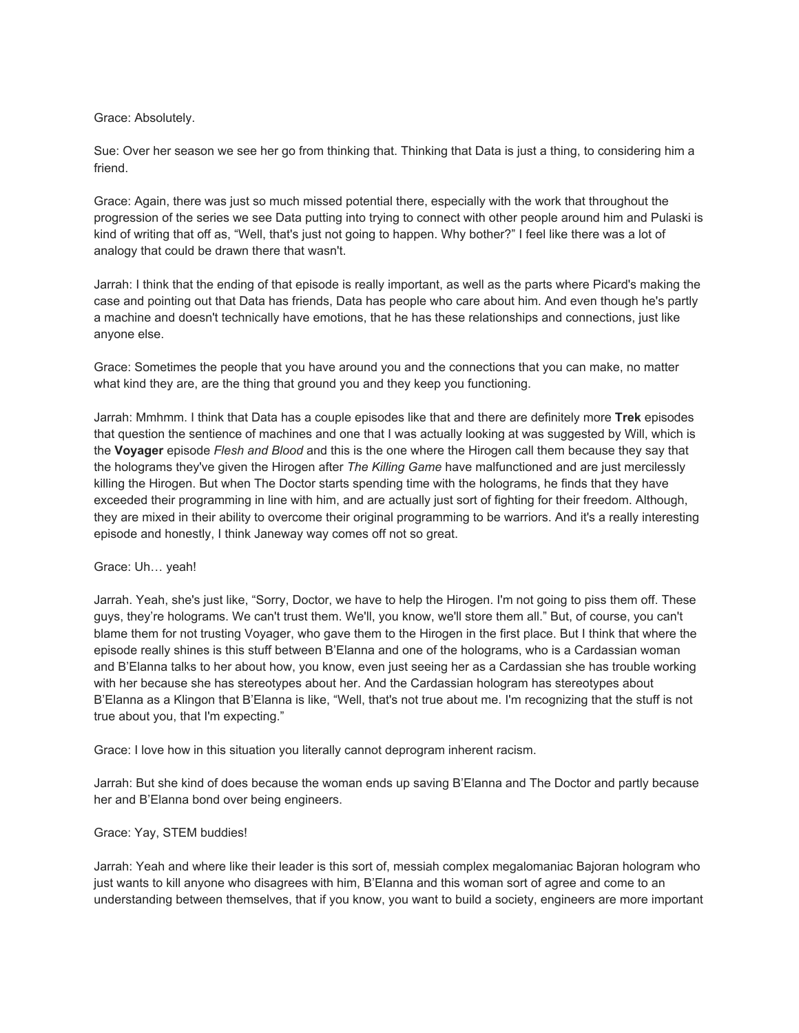Grace: Absolutely.

Sue: Over her season we see her go from thinking that. Thinking that Data is just a thing, to considering him a friend.

Grace: Again, there was just so much missed potential there, especially with the work that throughout the progression of the series we see Data putting into trying to connect with other people around him and Pulaski is kind of writing that off as, "Well, that's just not going to happen. Why bother?" I feel like there was a lot of analogy that could be drawn there that wasn't.

Jarrah: I think that the ending of that episode is really important, as well as the parts where Picard's making the case and pointing out that Data has friends, Data has people who care about him. And even though he's partly a machine and doesn't technically have emotions, that he has these relationships and connections, just like anyone else.

Grace: Sometimes the people that you have around you and the connections that you can make, no matter what kind they are, are the thing that ground you and they keep you functioning.

Jarrah: Mmhmm. I think that Data has a couple episodes like that and there are definitely more **Trek** episodes that question the sentience of machines and one that I was actually looking at was suggested by Will, which is the **Voyager** episode *Flesh and Blood* and this is the one where the Hirogen call them because they say that the holograms they've given the Hirogen after *The Killing Game* have malfunctioned and are just mercilessly killing the Hirogen. But when The Doctor starts spending time with the holograms, he finds that they have exceeded their programming in line with him, and are actually just sort of fighting for their freedom. Although, they are mixed in their ability to overcome their original programming to be warriors. And it's a really interesting episode and honestly, I think Janeway way comes off not so great.

Grace: Uh… yeah!

Jarrah. Yeah, she's just like, "Sorry, Doctor, we have to help the Hirogen. I'm not going to piss them off. These guys, they're holograms. We can't trust them. We'll, you know, we'll store them all." But, of course, you can't blame them for not trusting Voyager, who gave them to the Hirogen in the first place. But I think that where the episode really shines is this stuff between B'Elanna and one of the holograms, who is a Cardassian woman and B'Elanna talks to her about how, you know, even just seeing her as a Cardassian she has trouble working with her because she has stereotypes about her. And the Cardassian hologram has stereotypes about B'Elanna as a Klingon that B'Elanna is like, "Well, that's not true about me. I'm recognizing that the stuff is not true about you, that I'm expecting."

Grace: I love how in this situation you literally cannot deprogram inherent racism.

Jarrah: But she kind of does because the woman ends up saving B'Elanna and The Doctor and partly because her and B'Elanna bond over being engineers.

Grace: Yay, STEM buddies!

Jarrah: Yeah and where like their leader is this sort of, messiah complex megalomaniac Bajoran hologram who just wants to kill anyone who disagrees with him, B'Elanna and this woman sort of agree and come to an understanding between themselves, that if you know, you want to build a society, engineers are more important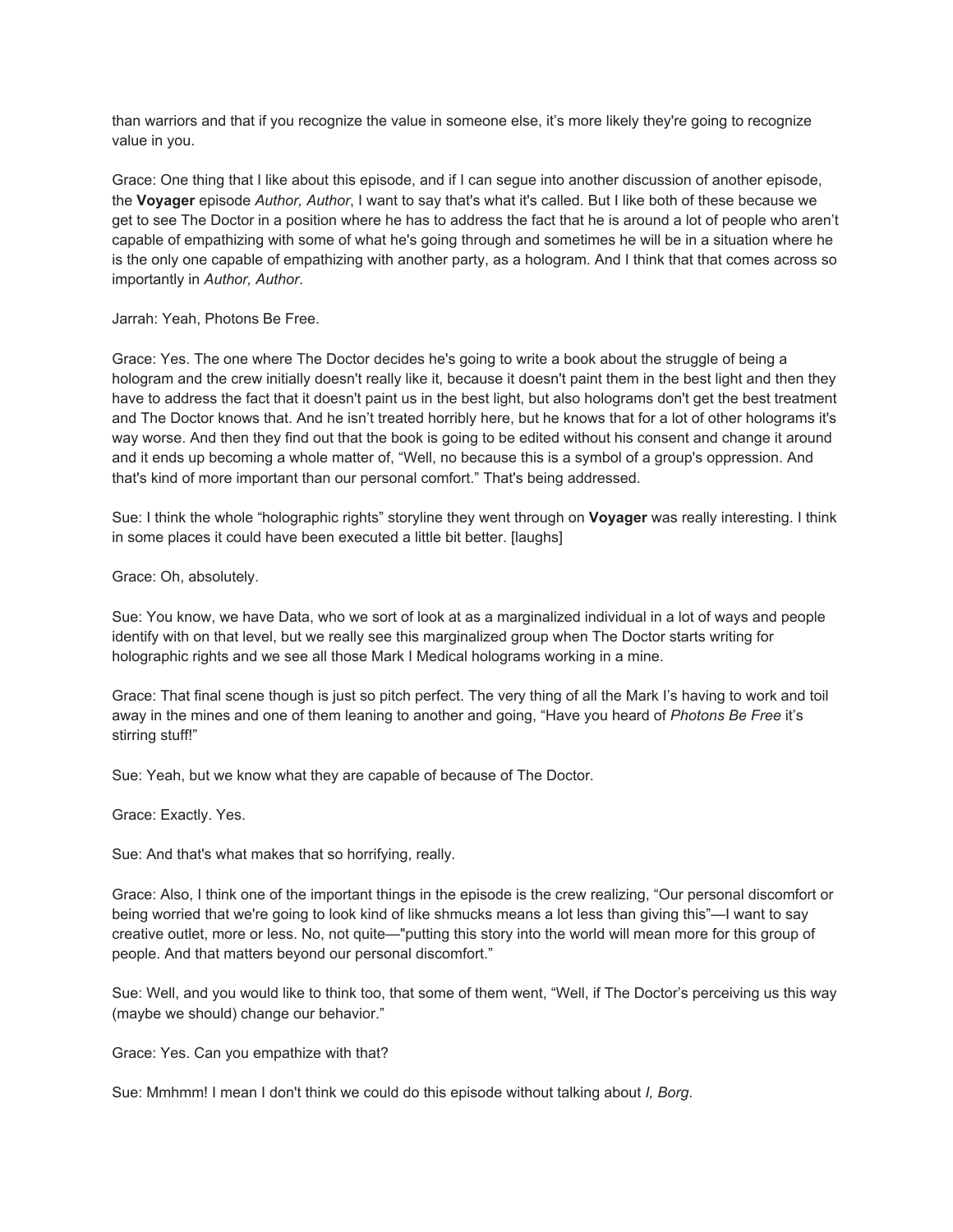than warriors and that if you recognize the value in someone else, it's more likely they're going to recognize value in you.

Grace: One thing that I like about this episode, and if I can segue into another discussion of another episode, the **Voyager** episode *Author, Author*, I want to say that's what it's called. But I like both of these because we get to see The Doctor in a position where he has to address the fact that he is around a lot of people who aren't capable of empathizing with some of what he's going through and sometimes he will be in a situation where he is the only one capable of empathizing with another party, as a hologram. And I think that that comes across so importantly in *Author, Author*.

Jarrah: Yeah, Photons Be Free.

Grace: Yes. The one where The Doctor decides he's going to write a book about the struggle of being a hologram and the crew initially doesn't really like it, because it doesn't paint them in the best light and then they have to address the fact that it doesn't paint us in the best light, but also holograms don't get the best treatment and The Doctor knows that. And he isn't treated horribly here, but he knows that for a lot of other holograms it's way worse. And then they find out that the book is going to be edited without his consent and change it around and it ends up becoming a whole matter of, "Well, no because this is a symbol of a group's oppression. And that's kind of more important than our personal comfort." That's being addressed.

Sue: I think the whole "holographic rights" storyline they went through on **Voyager** was really interesting. I think in some places it could have been executed a little bit better. [laughs]

Grace: Oh, absolutely.

Sue: You know, we have Data, who we sort of look at as a marginalized individual in a lot of ways and people identify with on that level, but we really see this marginalized group when The Doctor starts writing for holographic rights and we see all those Mark I Medical holograms working in a mine.

Grace: That final scene though is just so pitch perfect. The very thing of all the Mark I's having to work and toil away in the mines and one of them leaning to another and going, "Have you heard of *Photons Be Free* it's stirring stuff!"

Sue: Yeah, but we know what they are capable of because of The Doctor.

Grace: Exactly. Yes.

Sue: And that's what makes that so horrifying, really.

Grace: Also, I think one of the important things in the episode is the crew realizing, "Our personal discomfort or being worried that we're going to look kind of like shmucks means a lot less than giving this"—I want to say creative outlet, more or less. No, not quite—"putting this story into the world will mean more for this group of people. And that matters beyond our personal discomfort."

Sue: Well, and you would like to think too, that some of them went, "Well, if The Doctor's perceiving us this way (maybe we should) change our behavior."

Grace: Yes. Can you empathize with that?

Sue: Mmhmm! I mean I don't think we could do this episode without talking about *I, Borg*.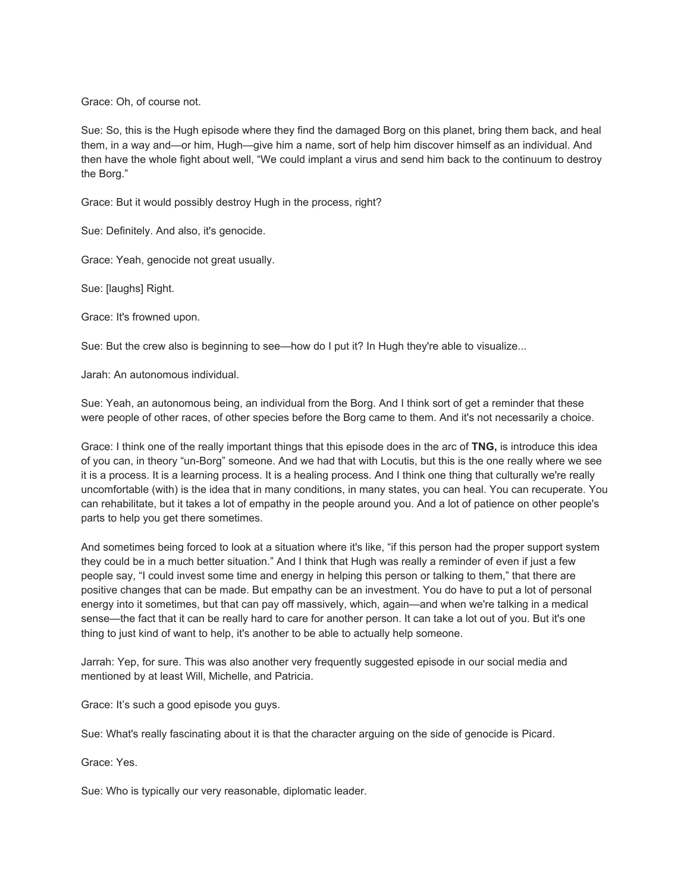Grace: Oh, of course not.

Sue: So, this is the Hugh episode where they find the damaged Borg on this planet, bring them back, and heal them, in a way and—or him, Hugh—give him a name, sort of help him discover himself as an individual. And then have the whole fight about well, "We could implant a virus and send him back to the continuum to destroy the Borg."

Grace: But it would possibly destroy Hugh in the process, right?

Sue: Definitely. And also, it's genocide.

Grace: Yeah, genocide not great usually.

Sue: [laughs] Right.

Grace: It's frowned upon.

Sue: But the crew also is beginning to see—how do I put it? In Hugh they're able to visualize...

Jarah: An autonomous individual.

Sue: Yeah, an autonomous being, an individual from the Borg. And I think sort of get a reminder that these were people of other races, of other species before the Borg came to them. And it's not necessarily a choice.

Grace: I think one of the really important things that this episode does in the arc of **TNG,** is introduce this idea of you can, in theory "un-Borg" someone. And we had that with Locutis, but this is the one really where we see it is a process. It is a learning process. It is a healing process. And I think one thing that culturally we're really uncomfortable (with) is the idea that in many conditions, in many states, you can heal. You can recuperate. You can rehabilitate, but it takes a lot of empathy in the people around you. And a lot of patience on other people's parts to help you get there sometimes.

And sometimes being forced to look at a situation where it's like, "if this person had the proper support system they could be in a much better situation." And I think that Hugh was really a reminder of even if just a few people say, "I could invest some time and energy in helping this person or talking to them," that there are positive changes that can be made. But empathy can be an investment. You do have to put a lot of personal energy into it sometimes, but that can pay off massively, which, again—and when we're talking in a medical sense—the fact that it can be really hard to care for another person. It can take a lot out of you. But it's one thing to just kind of want to help, it's another to be able to actually help someone.

Jarrah: Yep, for sure. This was also another very frequently suggested episode in our social media and mentioned by at least Will, Michelle, and Patricia.

Grace: It's such a good episode you guys.

Sue: What's really fascinating about it is that the character arguing on the side of genocide is Picard.

Grace: Yes.

Sue: Who is typically our very reasonable, diplomatic leader.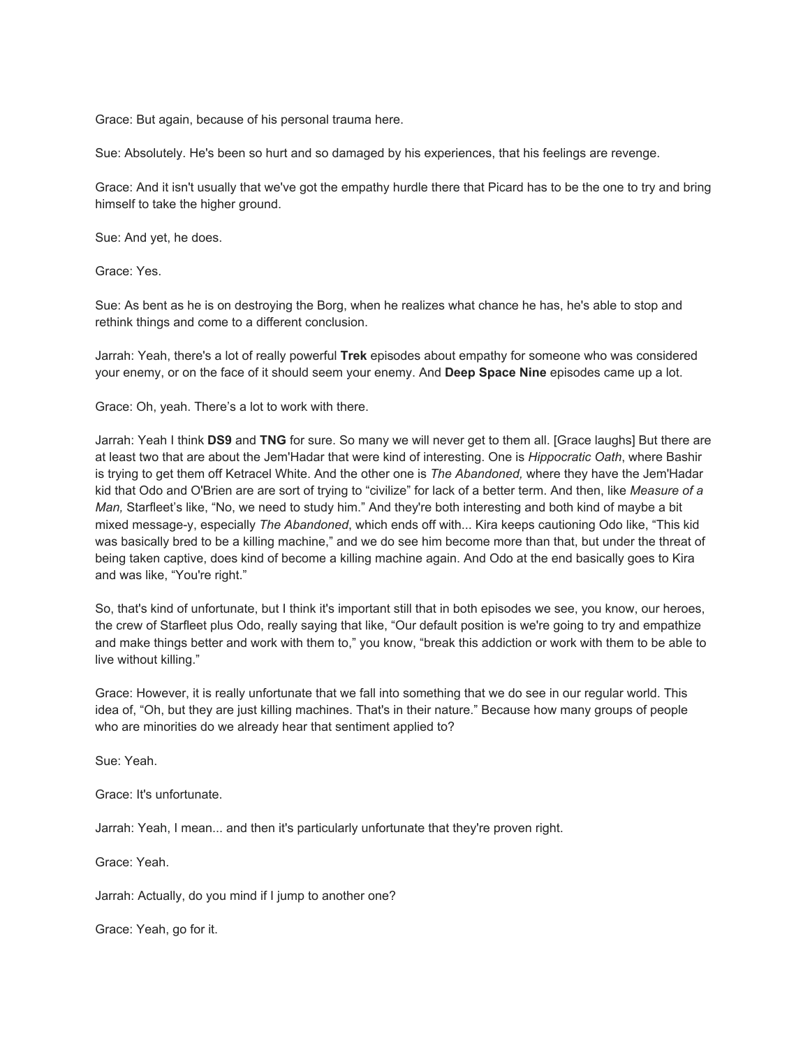Grace: But again, because of his personal trauma here.

Sue: Absolutely. He's been so hurt and so damaged by his experiences, that his feelings are revenge.

Grace: And it isn't usually that we've got the empathy hurdle there that Picard has to be the one to try and bring himself to take the higher ground.

Sue: And yet, he does.

Grace: Yes.

Sue: As bent as he is on destroying the Borg, when he realizes what chance he has, he's able to stop and rethink things and come to a different conclusion.

Jarrah: Yeah, there's a lot of really powerful **Trek** episodes about empathy for someone who was considered your enemy, or on the face of it should seem your enemy. And **Deep Space Nine** episodes came up a lot.

Grace: Oh, yeah. There's a lot to work with there.

Jarrah: Yeah I think **DS9** and **TNG** for sure. So many we will never get to them all. [Grace laughs] But there are at least two that are about the Jem'Hadar that were kind of interesting. One is *Hippocratic Oath*, where Bashir is trying to get them off Ketracel White. And the other one is *The Abandoned,* where they have the Jem'Hadar kid that Odo and O'Brien are are sort of trying to "civilize" for lack of a better term. And then, like *Measure of a Man,* Starfleet's like, "No, we need to study him." And they're both interesting and both kind of maybe a bit mixed message-y, especially *The Abandoned*, which ends off with... Kira keeps cautioning Odo like, "This kid was basically bred to be a killing machine," and we do see him become more than that, but under the threat of being taken captive, does kind of become a killing machine again. And Odo at the end basically goes to Kira and was like, "You're right."

So, that's kind of unfortunate, but I think it's important still that in both episodes we see, you know, our heroes, the crew of Starfleet plus Odo, really saying that like, "Our default position is we're going to try and empathize and make things better and work with them to," you know, "break this addiction or work with them to be able to live without killing."

Grace: However, it is really unfortunate that we fall into something that we do see in our regular world. This idea of, "Oh, but they are just killing machines. That's in their nature." Because how many groups of people who are minorities do we already hear that sentiment applied to?

Sue: Yeah.

Grace: It's unfortunate.

Jarrah: Yeah, I mean... and then it's particularly unfortunate that they're proven right.

Grace: Yeah.

Jarrah: Actually, do you mind if I jump to another one?

Grace: Yeah, go for it.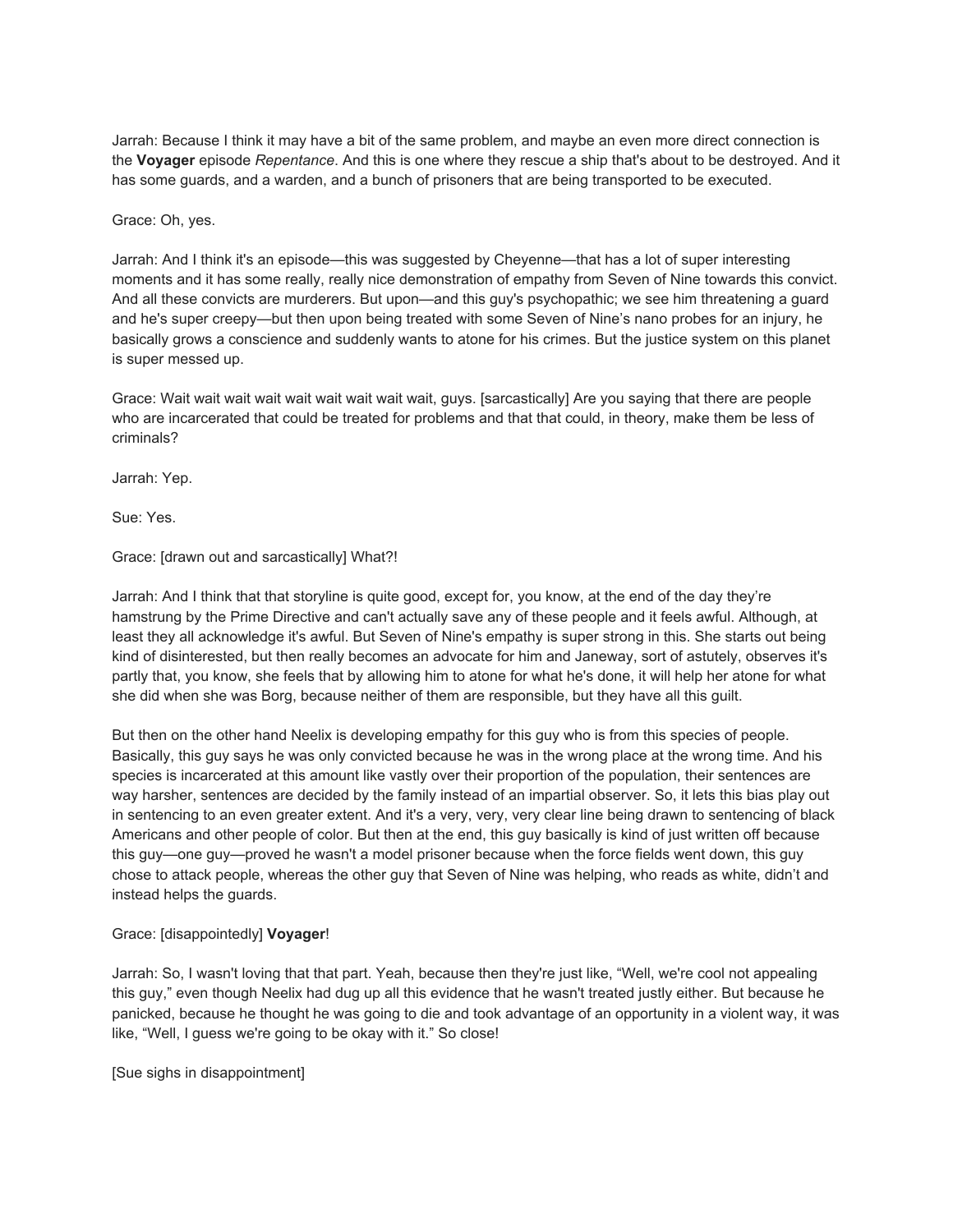Jarrah: Because I think it may have a bit of the same problem, and maybe an even more direct connection is the **Voyager** episode *Repentance*. And this is one where they rescue a ship that's about to be destroyed. And it has some guards, and a warden, and a bunch of prisoners that are being transported to be executed.

Grace: Oh, yes.

Jarrah: And I think it's an episode—this was suggested by Cheyenne—that has a lot of super interesting moments and it has some really, really nice demonstration of empathy from Seven of Nine towards this convict. And all these convicts are murderers. But upon—and this guy's psychopathic; we see him threatening a guard and he's super creepy—but then upon being treated with some Seven of Nine's nano probes for an injury, he basically grows a conscience and suddenly wants to atone for his crimes. But the justice system on this planet is super messed up.

Grace: Wait wait wait wait wait wait wait wait wait, guys. [sarcastically] Are you saying that there are people who are incarcerated that could be treated for problems and that that could, in theory, make them be less of criminals?

Jarrah: Yep.

Sue: Yes.

Grace: [drawn out and sarcastically] What?!

Jarrah: And I think that that storyline is quite good, except for, you know, at the end of the day they're hamstrung by the Prime Directive and can't actually save any of these people and it feels awful. Although, at least they all acknowledge it's awful. But Seven of Nine's empathy is super strong in this. She starts out being kind of disinterested, but then really becomes an advocate for him and Janeway, sort of astutely, observes it's partly that, you know, she feels that by allowing him to atone for what he's done, it will help her atone for what she did when she was Borg, because neither of them are responsible, but they have all this guilt.

But then on the other hand Neelix is developing empathy for this guy who is from this species of people. Basically, this guy says he was only convicted because he was in the wrong place at the wrong time. And his species is incarcerated at this amount like vastly over their proportion of the population, their sentences are way harsher, sentences are decided by the family instead of an impartial observer. So, it lets this bias play out in sentencing to an even greater extent. And it's a very, very, very clear line being drawn to sentencing of black Americans and other people of color. But then at the end, this guy basically is kind of just written off because this guy—one guy—proved he wasn't a model prisoner because when the force fields went down, this guy chose to attack people, whereas the other guy that Seven of Nine was helping, who reads as white, didn't and instead helps the guards.

Grace: [disappointedly] **Voyager**!

Jarrah: So, I wasn't loving that that part. Yeah, because then they're just like, "Well, we're cool not appealing this guy," even though Neelix had dug up all this evidence that he wasn't treated justly either. But because he panicked, because he thought he was going to die and took advantage of an opportunity in a violent way, it was like, "Well, I guess we're going to be okay with it." So close!

[Sue sighs in disappointment]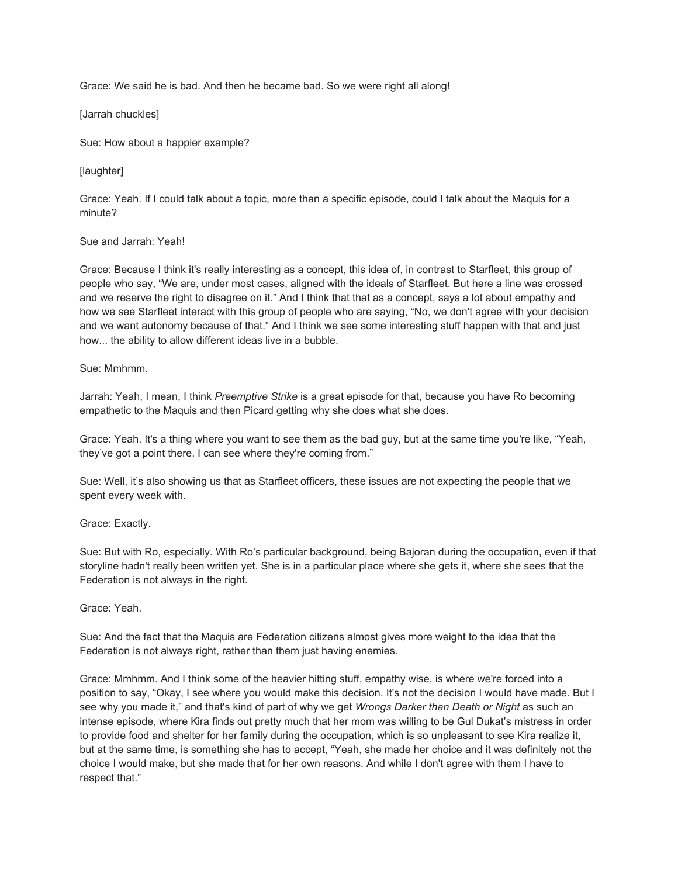Grace: We said he is bad. And then he became bad. So we were right all along!

[Jarrah chuckles]

Sue: How about a happier example?

[laughter]

Grace: Yeah. If I could talk about a topic, more than a specific episode, could I talk about the Maquis for a minute?

Sue and Jarrah: Yeah!

Grace: Because I think it's really interesting as a concept, this idea of, in contrast to Starfleet, this group of people who say, "We are, under most cases, aligned with the ideals of Starfleet. But here a line was crossed and we reserve the right to disagree on it." And I think that that as a concept, says a lot about empathy and how we see Starfleet interact with this group of people who are saying, "No, we don't agree with your decision and we want autonomy because of that." And I think we see some interesting stuff happen with that and just how... the ability to allow different ideas live in a bubble.

Sue: Mmhmm.

Jarrah: Yeah, I mean, I think *Preemptive Strike* is a great episode for that, because you have Ro becoming empathetic to the Maquis and then Picard getting why she does what she does.

Grace: Yeah. It's a thing where you want to see them as the bad guy, but at the same time you're like, "Yeah, they've got a point there. I can see where they're coming from."

Sue: Well, it's also showing us that as Starfleet officers, these issues are not expecting the people that we spent every week with.

Grace: Exactly.

Sue: But with Ro, especially. With Ro's particular background, being Bajoran during the occupation, even if that storyline hadn't really been written yet. She is in a particular place where she gets it, where she sees that the Federation is not always in the right.

Grace: Yeah.

Sue: And the fact that the Maquis are Federation citizens almost gives more weight to the idea that the Federation is not always right, rather than them just having enemies.

Grace: Mmhmm. And I think some of the heavier hitting stuff, empathy wise, is where we're forced into a position to say, "Okay, I see where you would make this decision. It's not the decision I would have made. But I see why you made it," and that's kind of part of why we get *Wrongs Darker than Death or Night* as such an intense episode, where Kira finds out pretty much that her mom was willing to be Gul Dukat's mistress in order to provide food and shelter for her family during the occupation, which is so unpleasant to see Kira realize it, but at the same time, is something she has to accept, "Yeah, she made her choice and it was definitely not the choice I would make, but she made that for her own reasons. And while I don't agree with them I have to respect that."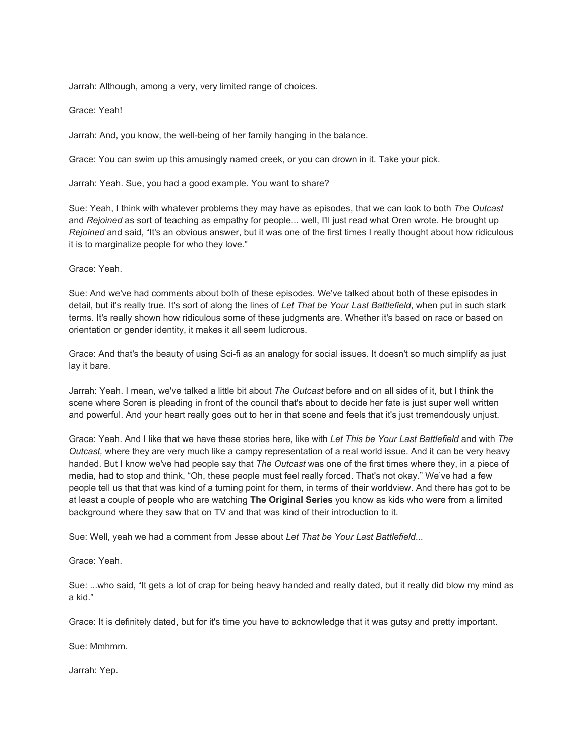Jarrah: Although, among a very, very limited range of choices.

Grace: Yeah!

Jarrah: And, you know, the well-being of her family hanging in the balance.

Grace: You can swim up this amusingly named creek, or you can drown in it. Take your pick.

Jarrah: Yeah. Sue, you had a good example. You want to share?

Sue: Yeah, I think with whatever problems they may have as episodes, that we can look to both *The Outcast* and *Rejoined* as sort of teaching as empathy for people... well, I'll just read what Oren wrote. He brought up *Rejoined* and said, "It's an obvious answer, but it was one of the first times I really thought about how ridiculous it is to marginalize people for who they love."

Grace: Yeah.

Sue: And we've had comments about both of these episodes. We've talked about both of these episodes in detail, but it's really true. It's sort of along the lines of *Let That be Your Last Battlefield*, when put in such stark terms. It's really shown how ridiculous some of these judgments are. Whether it's based on race or based on orientation or gender identity, it makes it all seem ludicrous.

Grace: And that's the beauty of using Sci-fi as an analogy for social issues. It doesn't so much simplify as just lay it bare.

Jarrah: Yeah. I mean, we've talked a little bit about *The Outcast* before and on all sides of it, but I think the scene where Soren is pleading in front of the council that's about to decide her fate is just super well written and powerful. And your heart really goes out to her in that scene and feels that it's just tremendously unjust.

Grace: Yeah. And I like that we have these stories here, like with *Let This be Your Last Battlefield* and with *The Outcast,* where they are very much like a campy representation of a real world issue. And it can be very heavy handed. But I know we've had people say that *The Outcast* was one of the first times where they, in a piece of media, had to stop and think, "Oh, these people must feel really forced. That's not okay." We've had a few people tell us that that was kind of a turning point for them, in terms of their worldview. And there has got to be at least a couple of people who are watching **The Original Series** you know as kids who were from a limited background where they saw that on TV and that was kind of their introduction to it.

Sue: Well, yeah we had a comment from Jesse about *Let That be Your Last Battlefield*...

Grace: Yeah.

Sue: ...who said, "It gets a lot of crap for being heavy handed and really dated, but it really did blow my mind as a kid."

Grace: It is definitely dated, but for it's time you have to acknowledge that it was gutsy and pretty important.

Sue: Mmhmm.

Jarrah: Yep.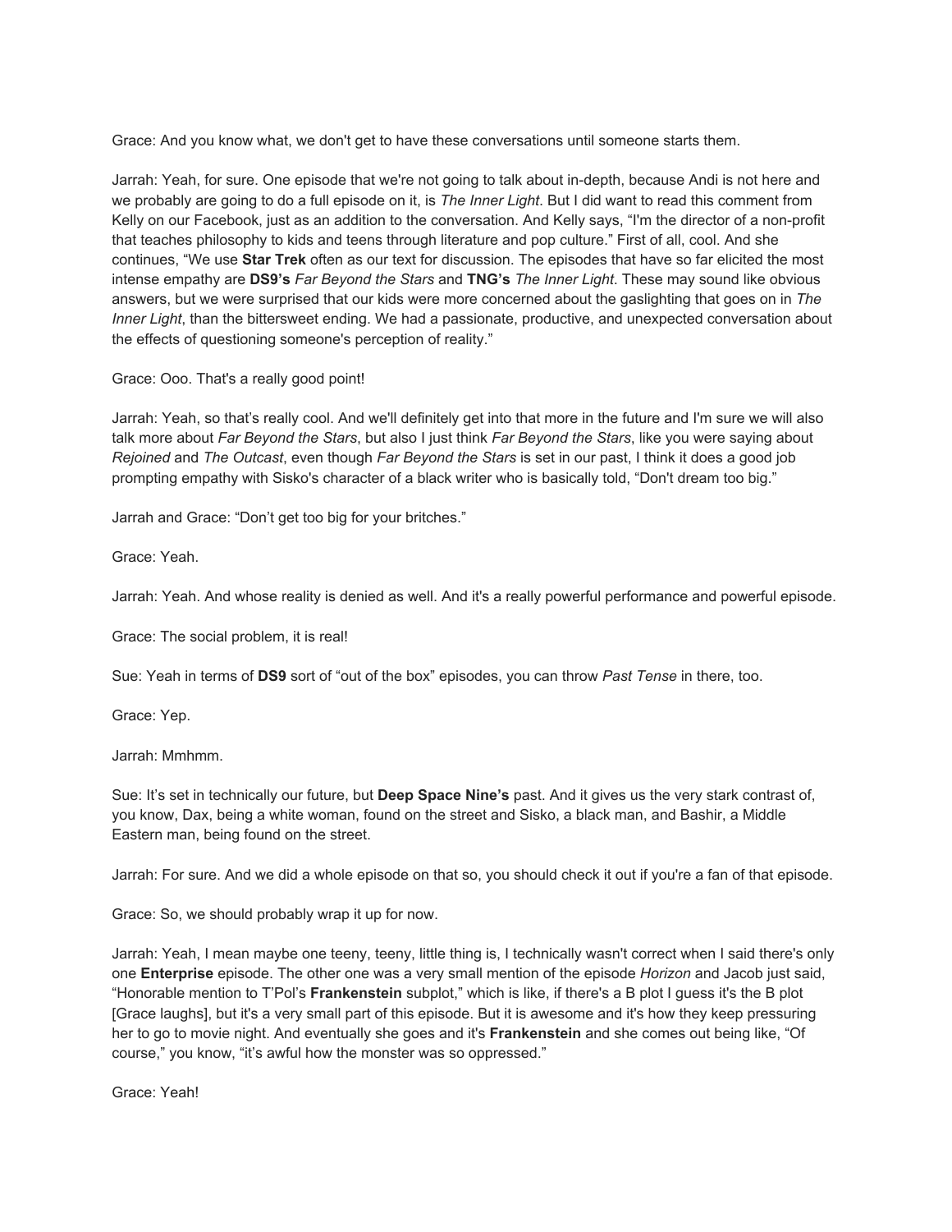Grace: And you know what, we don't get to have these conversations until someone starts them.

Jarrah: Yeah, for sure. One episode that we're not going to talk about in-depth, because Andi is not here and we probably are going to do a full episode on it, is *The Inner Light*. But I did want to read this comment from Kelly on our Facebook, just as an addition to the conversation. And Kelly says, "I'm the director of a non-profit that teaches philosophy to kids and teens through literature and pop culture." First of all, cool. And she continues, "We use **Star Trek** often as our text for discussion. The episodes that have so far elicited the most intense empathy are **DS9's** *Far Beyond the Stars* and **TNG's** *The Inner Light*. These may sound like obvious answers, but we were surprised that our kids were more concerned about the gaslighting that goes on in *The Inner Light*, than the bittersweet ending. We had a passionate, productive, and unexpected conversation about the effects of questioning someone's perception of reality."

Grace: Ooo. That's a really good point!

Jarrah: Yeah, so that's really cool. And we'll definitely get into that more in the future and I'm sure we will also talk more about *Far Beyond the Stars*, but also I just think *Far Beyond the Stars*, like you were saying about *Rejoined* and *The Outcast*, even though *Far Beyond the Stars* is set in our past, I think it does a good job prompting empathy with Sisko's character of a black writer who is basically told, "Don't dream too big."

Jarrah and Grace: "Don't get too big for your britches."

Grace: Yeah.

Jarrah: Yeah. And whose reality is denied as well. And it's a really powerful performance and powerful episode.

Grace: The social problem, it is real!

Sue: Yeah in terms of **DS9** sort of "out of the box" episodes, you can throw *Past Tense* in there, too.

Grace: Yep.

Jarrah: Mmhmm.

Sue: It's set in technically our future, but **Deep Space Nine's** past. And it gives us the very stark contrast of, you know, Dax, being a white woman, found on the street and Sisko, a black man, and Bashir, a Middle Eastern man, being found on the street.

Jarrah: For sure. And we did a whole episode on that so, you should check it out if you're a fan of that episode.

Grace: So, we should probably wrap it up for now.

Jarrah: Yeah, I mean maybe one teeny, teeny, little thing is, I technically wasn't correct when I said there's only one **Enterprise** episode. The other one was a very small mention of the episode *Horizon* and Jacob just said, "Honorable mention to T'Pol's **Frankenstein** subplot," which is like, if there's a B plot I guess it's the B plot [Grace laughs], but it's a very small part of this episode. But it is awesome and it's how they keep pressuring her to go to movie night. And eventually she goes and it's **Frankenstein** and she comes out being like, "Of course," you know, "it's awful how the monster was so oppressed."

Grace: Yeah!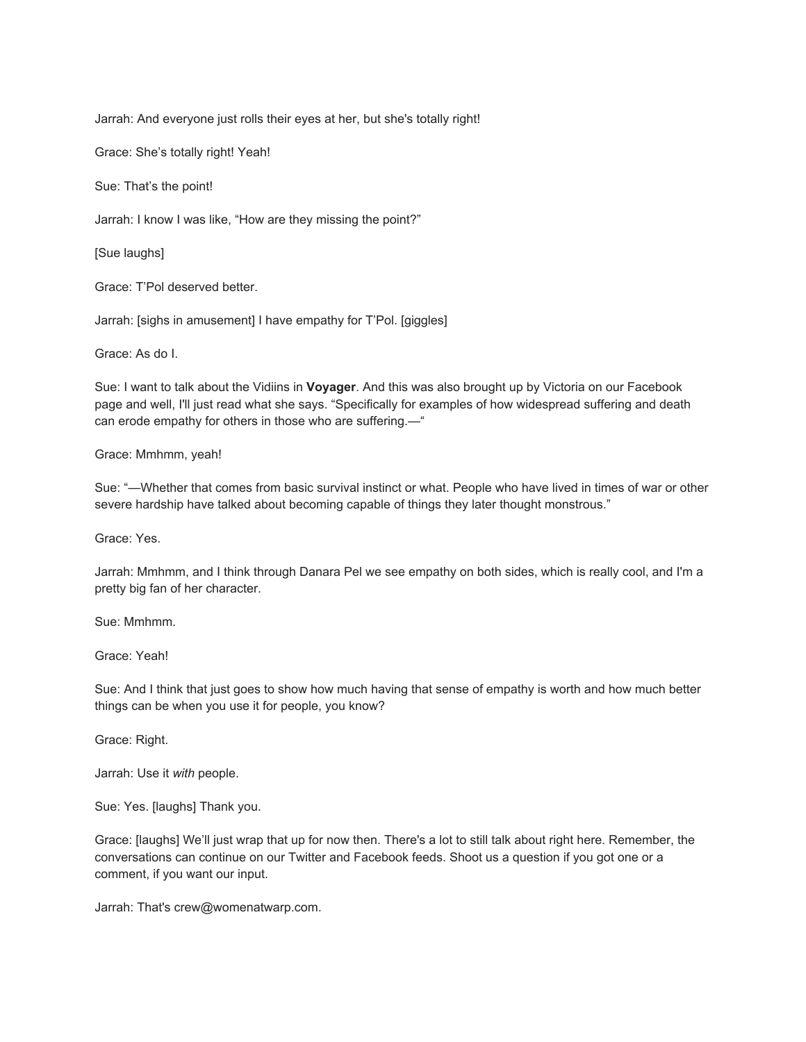Jarrah: And everyone just rolls their eyes at her, but she's totally right!

Grace: She's totally right! Yeah!

Sue: That's the point!

Jarrah: I know I was like, "How are they missing the point?"

[Sue laughs]

Grace: T'Pol deserved better.

Jarrah: [sighs in amusement] I have empathy for T'Pol. [giggles]

Grace: As do I.

Sue: I want to talk about the Vidiins in **Voyager**. And this was also brought up by Victoria on our Facebook page and well, I'll just read what she says. "Specifically for examples of how widespread suffering and death can erode empathy for others in those who are suffering.—"

Grace: Mmhmm, yeah!

Sue: "—Whether that comes from basic survival instinct or what. People who have lived in times of war or other severe hardship have talked about becoming capable of things they later thought monstrous."

Grace: Yes.

Jarrah: Mmhmm, and I think through Danara Pel we see empathy on both sides, which is really cool, and I'm a pretty big fan of her character.

Sue: Mmhmm.

Grace: Yeah!

Sue: And I think that just goes to show how much having that sense of empathy is worth and how much better things can be when you use it for people, you know?

Grace: Right.

Jarrah: Use it *with* people.

Sue: Yes. [laughs] Thank you.

Grace: [laughs] We'll just wrap that up for now then. There's a lot to still talk about right here. Remember, the conversations can continue on our Twitter and Facebook feeds. Shoot us a question if you got one or a comment, if you want our input.

Jarrah: That's crew@womenatwarp.com.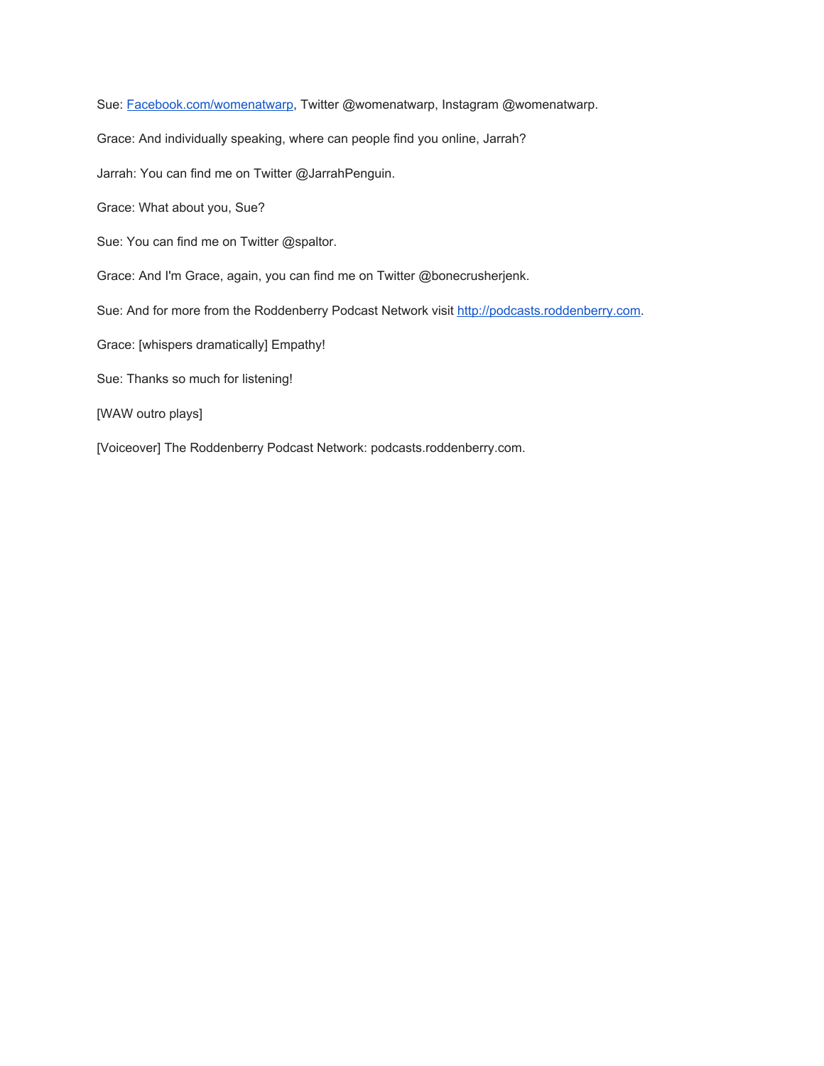Sue: [Facebook.com/womenatwarp](https://Facebook.com/womenatwarp), Twitter @womenatwarp, Instagram @womenatwarp.

Grace: And individually speaking, where can people find you online, Jarrah?

Jarrah: You can find me on Twitter @JarrahPenguin.

Grace: What about you, Sue?

Sue: You can find me on Twitter @spaltor.

Grace: And I'm Grace, again, you can find me on Twitter @bonecrusherjenk.

Sue: And for more from the Roddenberry Podcast Network visit [http://podcasts.roddenberry.com](http://podcasts.roddenberry.com).

Grace: [whispers dramatically] Empathy!

Sue: Thanks so much for listening!

[WAW outro plays]

[Voiceover] The Roddenberry Podcast Network: podcasts.roddenberry.com.